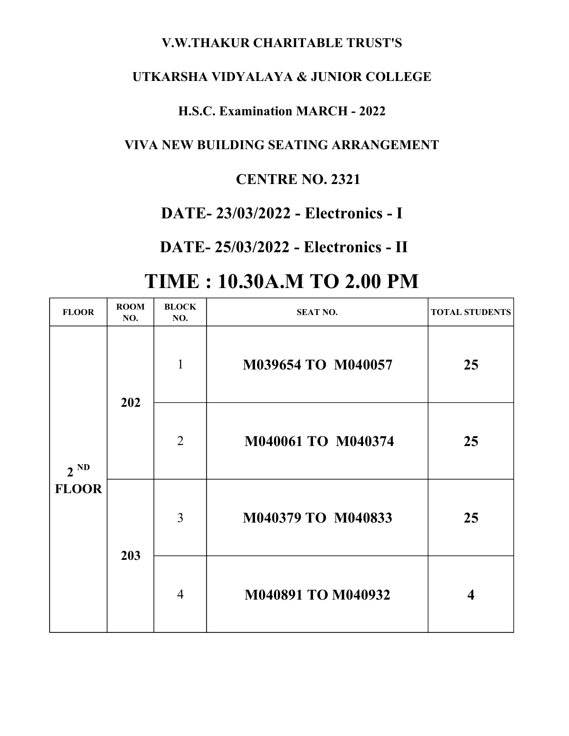**V.W.THAKUR CHARITABLE TRUST'S**

**UTKARSHA VIDYALAYA & JUNIOR COLLEGE**

**H.S.C. Examination MARCH - 2022**

**VIVA NEW BUILDING SEATING ARRANGEMENT**

**CENTRE NO. 2321**

## DATE- 23/03/2022 - Electronics - I

## DATE- 25/03/2022 - Electronics - II

# TIME : 10.30A.M TO 2.00 PM

| FLOOR | ROOM NO. | BLOCK NO. | SEAT NO. | TOTAL STUDENTS |
|---|---|---|---|---|
| 2 ND FLOOR | 202 | 1 | M039654 TO M040057 | 25 |
| | | 2 | M040061 TO M040374 | 25 |
| | 203 | 3 | M040379 TO M040833 | 25 |
| | | 4 | M040891 TO M040932 | 4 |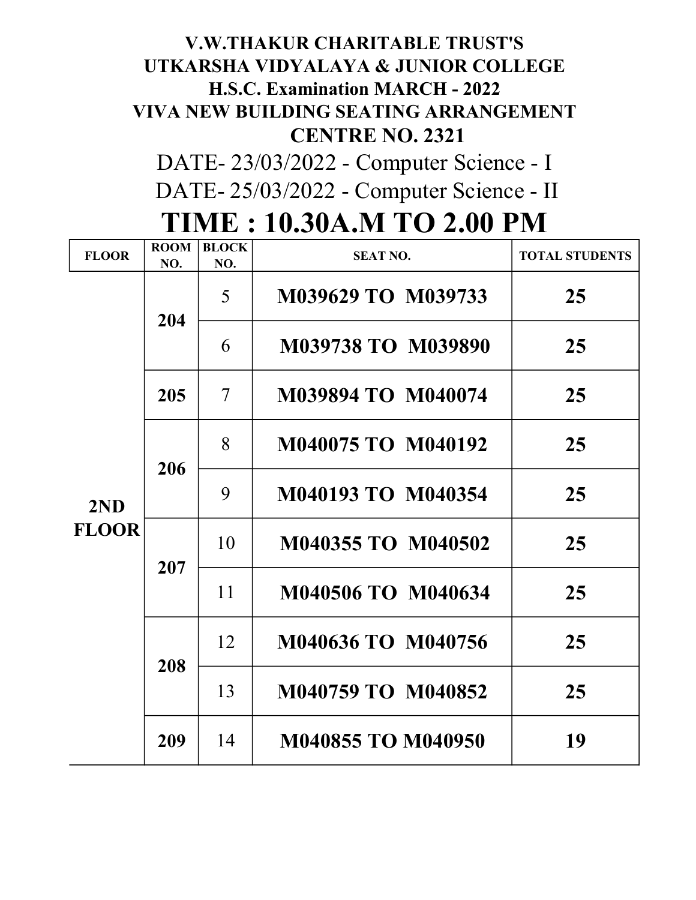**V.W.THAKUR CHARITABLE TRUST'S**
**UTKARSHA VIDYALAYA & JUNIOR COLLEGE**
**H.S.C. Examination MARCH - 2022**
**VIVA NEW BUILDING SEATING ARRANGEMENT**
**CENTRE NO. 2321**

DATE- 23/03/2022 - Computer Science - I

DATE- 25/03/2022 - Computer Science - II

# TIME : 10.30A.M TO 2.00 PM

| FLOOR | ROOM NO. | BLOCK NO. | SEAT NO. | TOTAL STUDENTS |
|---|---|---|---|---|
| 2ND FLOOR | 204 | 5 | M039629 TO M039733 | 25 |
| | | 6 | M039738 TO M039890 | 25 |
| | 205 | 7 | M039894 TO M040074 | 25 |
| | 206 | 8 | M040075 TO M040192 | 25 |
| | | 9 | M040193 TO M040354 | 25 |
| | 207 | 10 | M040355 TO M040502 | 25 |
| | | 11 | M040506 TO M040634 | 25 |
| | 208 | 12 | M040636 TO M040756 | 25 |
| | | 13 | M040759 TO M040852 | 25 |
| | 209 | 14 | M040855 TO M040950 | 19 |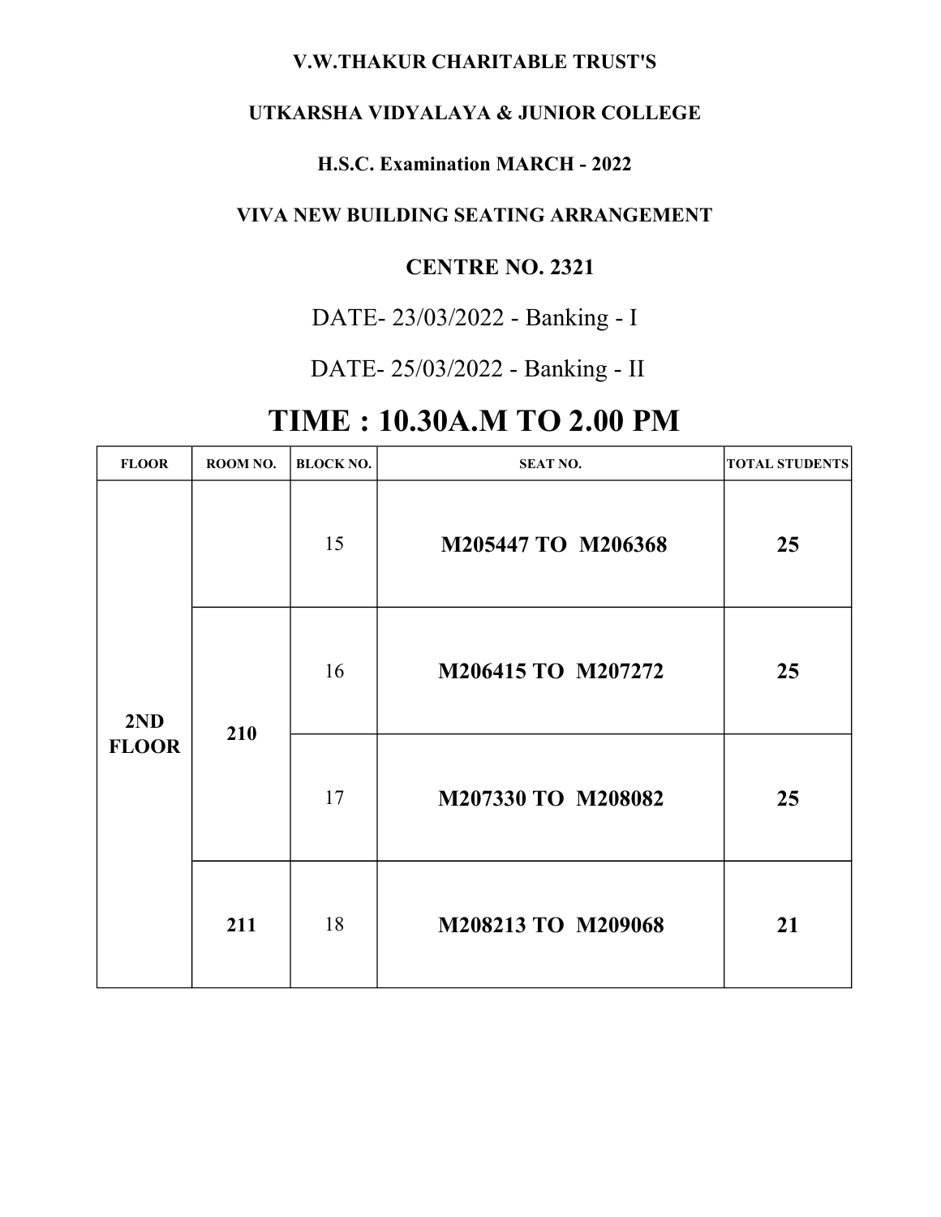**V.W.THAKUR CHARITABLE TRUST'S**

**UTKARSHA VIDYALAYA & JUNIOR COLLEGE**

**H.S.C. Examination MARCH - 2022**

**VIVA NEW BUILDING SEATING ARRANGEMENT**

**CENTRE NO. 2321**

DATE- 23/03/2022 - Banking - I

DATE- 25/03/2022 - Banking - II

# TIME : 10.30A.M TO 2.00 PM

| FLOOR | ROOM NO. | BLOCK NO. | SEAT NO. | TOTAL STUDENTS |
|---|---|---|---|---|
| **2ND FLOOR** | | 15 | **M205447 TO M206368** | **25** |
| | **210** | 16 | **M206415 TO M207272** | **25** |
| | | 17 | **M207330 TO M208082** | **25** |
| | **211** | 18 | **M208213 TO M209068** | **21** |